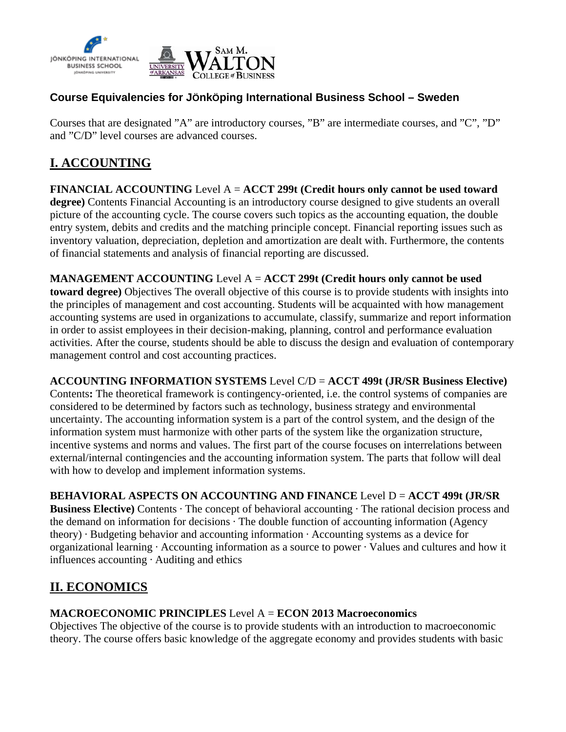## Course Equivalencies for Jönköping International Business School – Sweden

Courses that are designated "A" are introductory courses, "B" are intermediate courses, and "C", "D" and "C/D" level courses are advanced courses.

# I. ACCOUNTING

**FINANCIAL ACCOUNTING** Level A = **ACCT 299t (Credit hours only cannot be used toward degree)** Contents Financial Accounting is an introductory course designed to give students an overall picture of the accounting cycle. The course covers such topics as the accounting equation, the double entry system, debits and credits and the matching principle concept. Financial reporting issues such as inventory valuation, depreciation, depletion and amortization are dealt with. Furthermore, the contents of financial statements and analysis of financial reporting are discussed.

**MANAGEMENT ACCOUNTING** Level A = **ACCT 299t (Credit hours only cannot be used toward degree)** Objectives The overall objective of this course is to provide students with insights into the principles of management and cost accounting. Students will be acquainted with how management accounting systems are used in organizations to accumulate, classify, summarize and report information in order to assist employees in their decision-making, planning, control and performance evaluation activities. After the course, students should be able to discuss the design and evaluation of contemporary management control and cost accounting practices.

**ACCOUNTING INFORMATION SYSTEMS** Level C/D = **ACCT 499t (JR/SR Business Elective)** Contents**:** The theoretical framework is contingency-oriented, i.e. the control systems of companies are considered to be determined by factors such as technology, business strategy and environmental uncertainty. The accounting information system is a part of the control system, and the design of the information system must harmonize with other parts of the system like the organization structure, incentive systems and norms and values. The first part of the course focuses on interrelations between external/internal contingencies and the accounting information system. The parts that follow will deal with how to develop and implement information systems.

**BEHAVIORAL ASPECTS ON ACCOUNTING AND FINANCE** Level D = **ACCT 499t (JR/SR Business Elective)** Contents · The concept of behavioral accounting · The rational decision process and the demand on information for decisions · The double function of accounting information (Agency theory) · Budgeting behavior and accounting information · Accounting systems as a device for organizational learning · Accounting information as a source to power · Values and cultures and how it influences accounting · Auditing and ethics

# II. ECONOMICS

**MACROECONOMIC PRINCIPLES** Level A = **ECON 2013 Macroeconomics**
Objectives The objective of the course is to provide students with an introduction to macroeconomic theory. The course offers basic knowledge of the aggregate economy and provides students with basic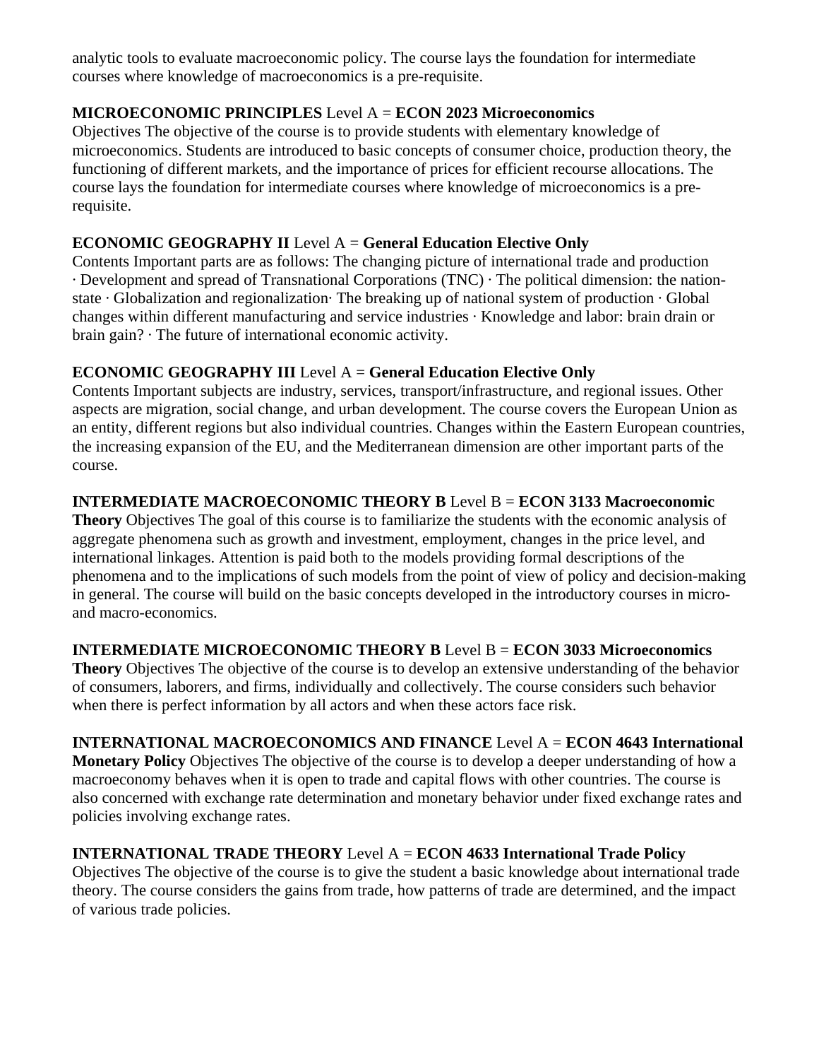analytic tools to evaluate macroeconomic policy. The course lays the foundation for intermediate courses where knowledge of macroeconomics is a pre-requisite.

**MICROECONOMIC PRINCIPLES** Level A = **ECON 2023 Microeconomics**
Objectives The objective of the course is to provide students with elementary knowledge of microeconomics. Students are introduced to basic concepts of consumer choice, production theory, the functioning of different markets, and the importance of prices for efficient recourse allocations. The course lays the foundation for intermediate courses where knowledge of microeconomics is a pre-requisite.

**ECONOMIC GEOGRAPHY II** Level A = **General Education Elective Only**
Contents Important parts are as follows: The changing picture of international trade and production · Development and spread of Transnational Corporations (TNC) · The political dimension: the nation-state · Globalization and regionalization· The breaking up of national system of production · Global changes within different manufacturing and service industries · Knowledge and labor: brain drain or brain gain? · The future of international economic activity.

**ECONOMIC GEOGRAPHY III** Level A = **General Education Elective Only**
Contents Important subjects are industry, services, transport/infrastructure, and regional issues. Other aspects are migration, social change, and urban development. The course covers the European Union as an entity, different regions but also individual countries. Changes within the Eastern European countries, the increasing expansion of the EU, and the Mediterranean dimension are other important parts of the course.

**INTERMEDIATE MACROECONOMIC THEORY B** Level B = **ECON 3133 Macroeconomic Theory** Objectives The goal of this course is to familiarize the students with the economic analysis of aggregate phenomena such as growth and investment, employment, changes in the price level, and international linkages. Attention is paid both to the models providing formal descriptions of the phenomena and to the implications of such models from the point of view of policy and decision-making in general. The course will build on the basic concepts developed in the introductory courses in micro- and macro-economics.

**INTERMEDIATE MICROECONOMIC THEORY B** Level B = **ECON 3033 Microeconomics Theory** Objectives The objective of the course is to develop an extensive understanding of the behavior of consumers, laborers, and firms, individually and collectively. The course considers such behavior when there is perfect information by all actors and when these actors face risk.

**INTERNATIONAL MACROECONOMICS AND FINANCE** Level A = **ECON 4643 International Monetary Policy** Objectives The objective of the course is to develop a deeper understanding of how a macroeconomy behaves when it is open to trade and capital flows with other countries. The course is also concerned with exchange rate determination and monetary behavior under fixed exchange rates and policies involving exchange rates.

**INTERNATIONAL TRADE THEORY** Level A = **ECON 4633 International Trade Policy**
Objectives The objective of the course is to give the student a basic knowledge about international trade theory. The course considers the gains from trade, how patterns of trade are determined, and the impact of various trade policies.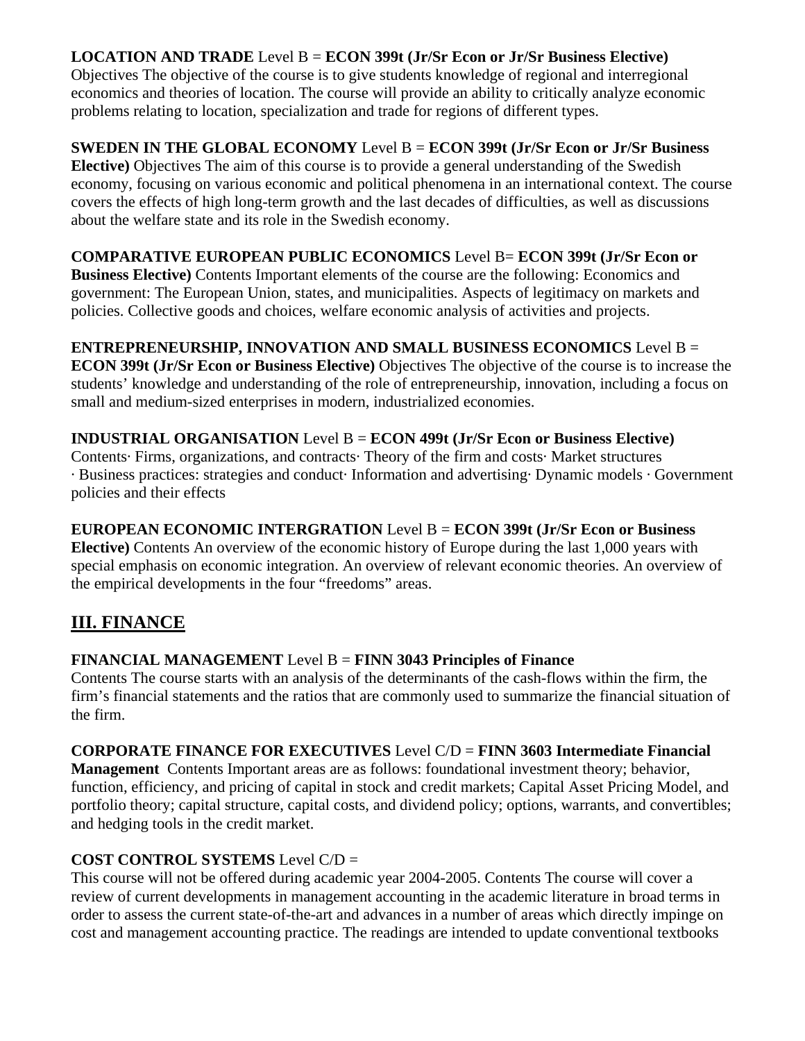**LOCATION AND TRADE** Level B = **ECON 399t (Jr/Sr Econ or Jr/Sr Business Elective)** Objectives The objective of the course is to give students knowledge of regional and interregional economics and theories of location. The course will provide an ability to critically analyze economic problems relating to location, specialization and trade for regions of different types.

**SWEDEN IN THE GLOBAL ECONOMY** Level B = **ECON 399t (Jr/Sr Econ or Jr/Sr Business Elective)** Objectives The aim of this course is to provide a general understanding of the Swedish economy, focusing on various economic and political phenomena in an international context. The course covers the effects of high long-term growth and the last decades of difficulties, as well as discussions about the welfare state and its role in the Swedish economy.

**COMPARATIVE EUROPEAN PUBLIC ECONOMICS** Level B= **ECON 399t (Jr/Sr Econ or Business Elective)** Contents Important elements of the course are the following: Economics and government: The European Union, states, and municipalities. Aspects of legitimacy on markets and policies. Collective goods and choices, welfare economic analysis of activities and projects.

**ENTREPRENEURSHIP, INNOVATION AND SMALL BUSINESS ECONOMICS** Level B = **ECON 399t (Jr/Sr Econ or Business Elective)** Objectives The objective of the course is to increase the students' knowledge and understanding of the role of entrepreneurship, innovation, including a focus on small and medium-sized enterprises in modern, industrialized economies.

**INDUSTRIAL ORGANISATION** Level B = **ECON 499t (Jr/Sr Econ or Business Elective)** Contents· Firms, organizations, and contracts· Theory of the firm and costs· Market structures · Business practices: strategies and conduct· Information and advertising· Dynamic models · Government policies and their effects

**EUROPEAN ECONOMIC INTERGRATION** Level B = **ECON 399t (Jr/Sr Econ or Business Elective)** Contents An overview of the economic history of Europe during the last 1,000 years with special emphasis on economic integration. An overview of relevant economic theories. An overview of the empirical developments in the four "freedoms" areas.

## III. FINANCE

**FINANCIAL MANAGEMENT** Level B = **FINN 3043 Principles of Finance** Contents The course starts with an analysis of the determinants of the cash-flows within the firm, the firm's financial statements and the ratios that are commonly used to summarize the financial situation of the firm.

**CORPORATE FINANCE FOR EXECUTIVES** Level C/D = **FINN 3603 Intermediate Financial Management** Contents Important areas are as follows: foundational investment theory; behavior, function, efficiency, and pricing of capital in stock and credit markets; Capital Asset Pricing Model, and portfolio theory; capital structure, capital costs, and dividend policy; options, warrants, and convertibles; and hedging tools in the credit market.

**COST CONTROL SYSTEMS** Level C/D = This course will not be offered during academic year 2004-2005. Contents The course will cover a review of current developments in management accounting in the academic literature in broad terms in order to assess the current state-of-the-art and advances in a number of areas which directly impinge on cost and management accounting practice. The readings are intended to update conventional textbooks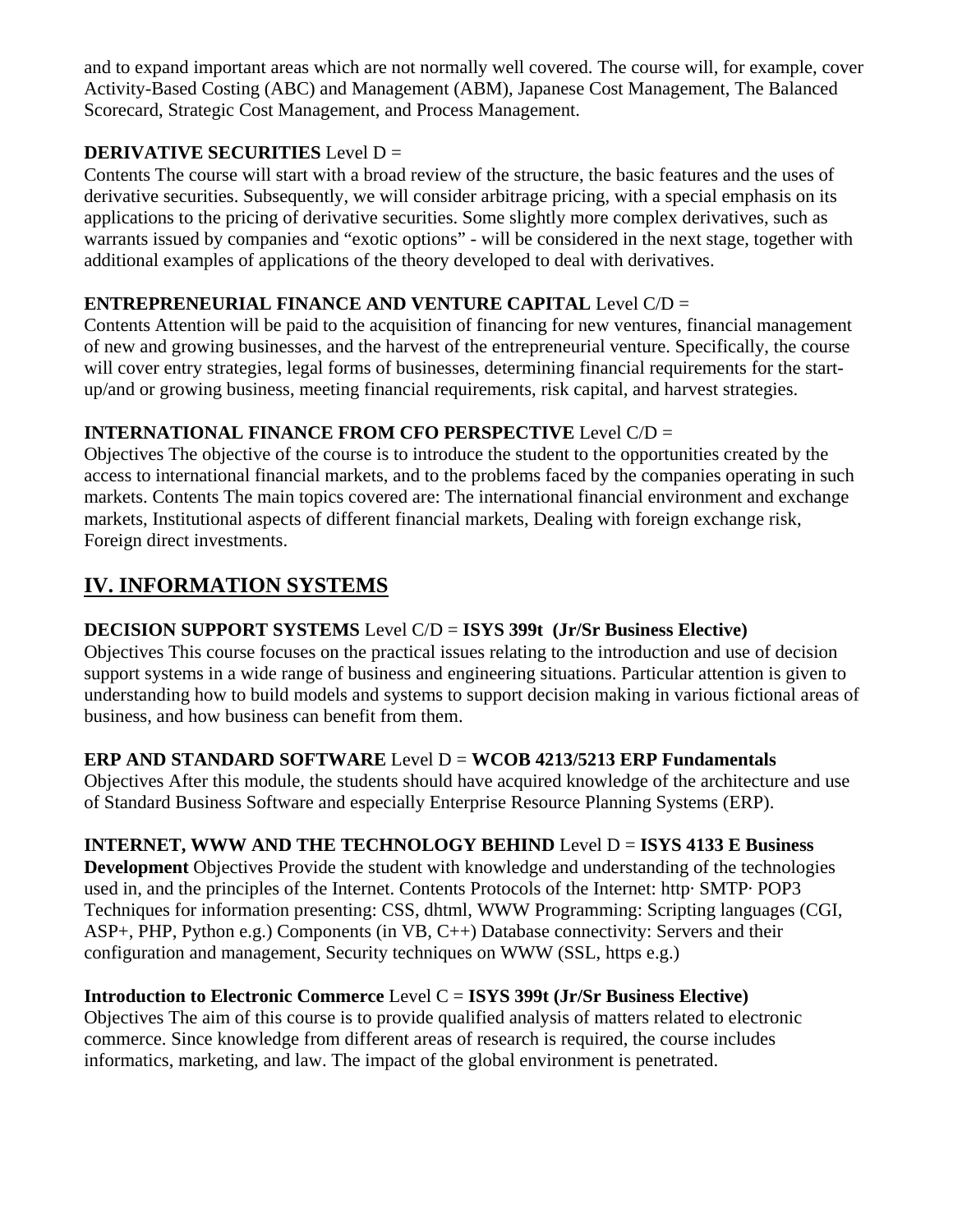and to expand important areas which are not normally well covered. The course will, for example, cover Activity-Based Costing (ABC) and Management (ABM), Japanese Cost Management, The Balanced Scorecard, Strategic Cost Management, and Process Management.

**DERIVATIVE SECURITIES** Level D =
Contents The course will start with a broad review of the structure, the basic features and the uses of derivative securities. Subsequently, we will consider arbitrage pricing, with a special emphasis on its applications to the pricing of derivative securities. Some slightly more complex derivatives, such as warrants issued by companies and "exotic options" - will be considered in the next stage, together with additional examples of applications of the theory developed to deal with derivatives.

**ENTREPRENEURIAL FINANCE AND VENTURE CAPITAL** Level C/D =
Contents Attention will be paid to the acquisition of financing for new ventures, financial management of new and growing businesses, and the harvest of the entrepreneurial venture. Specifically, the course will cover entry strategies, legal forms of businesses, determining financial requirements for the start-up/and or growing business, meeting financial requirements, risk capital, and harvest strategies.

**INTERNATIONAL FINANCE FROM CFO PERSPECTIVE** Level C/D =
Objectives The objective of the course is to introduce the student to the opportunities created by the access to international financial markets, and to the problems faced by the companies operating in such markets. Contents The main topics covered are: The international financial environment and exchange markets, Institutional aspects of different financial markets, Dealing with foreign exchange risk, Foreign direct investments.

## IV. INFORMATION SYSTEMS

**DECISION SUPPORT SYSTEMS** Level C/D = **ISYS 399t (Jr/Sr Business Elective)**
Objectives This course focuses on the practical issues relating to the introduction and use of decision support systems in a wide range of business and engineering situations. Particular attention is given to understanding how to build models and systems to support decision making in various fictional areas of business, and how business can benefit from them.

**ERP AND STANDARD SOFTWARE** Level D = **WCOB 4213/5213 ERP Fundamentals**
Objectives After this module, the students should have acquired knowledge of the architecture and use of Standard Business Software and especially Enterprise Resource Planning Systems (ERP).

**INTERNET, WWW AND THE TECHNOLOGY BEHIND** Level D = **ISYS 4133 E Business Development** Objectives Provide the student with knowledge and understanding of the technologies used in, and the principles of the Internet. Contents Protocols of the Internet: http· SMTP· POP3 Techniques for information presenting: CSS, dhtml, WWW Programming: Scripting languages (CGI, ASP+, PHP, Python e.g.) Components (in VB, C++) Database connectivity: Servers and their configuration and management, Security techniques on WWW (SSL, https e.g.)

**Introduction to Electronic Commerce** Level C = **ISYS 399t (Jr/Sr Business Elective)**
Objectives The aim of this course is to provide qualified analysis of matters related to electronic commerce. Since knowledge from different areas of research is required, the course includes informatics, marketing, and law. The impact of the global environment is penetrated.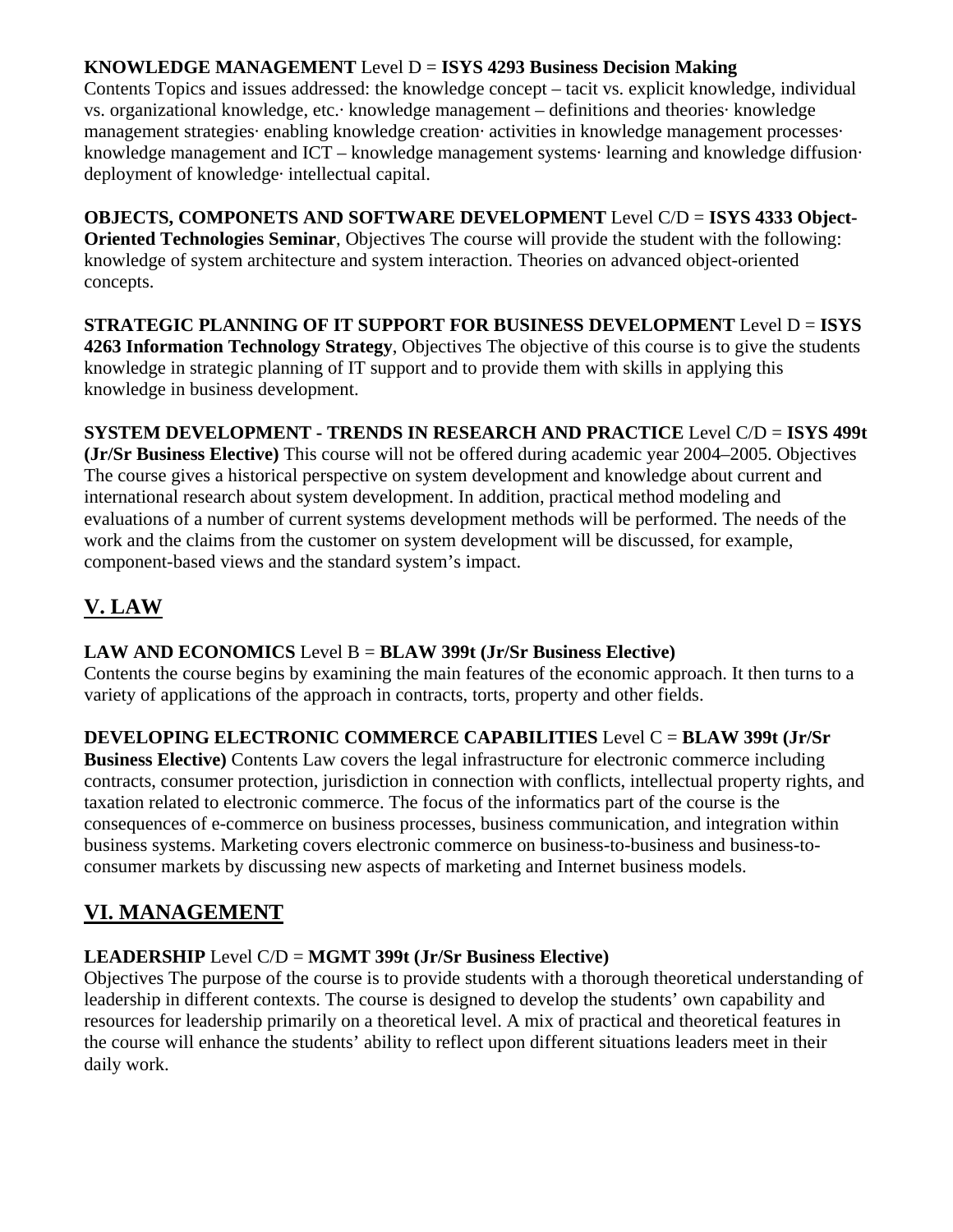**KNOWLEDGE MANAGEMENT** Level D = **ISYS 4293 Business Decision Making**
Contents Topics and issues addressed: the knowledge concept – tacit vs. explicit knowledge, individual vs. organizational knowledge, etc.· knowledge management – definitions and theories· knowledge management strategies· enabling knowledge creation· activities in knowledge management processes· knowledge management and ICT – knowledge management systems· learning and knowledge diffusion· deployment of knowledge· intellectual capital.

**OBJECTS, COMPONETS AND SOFTWARE DEVELOPMENT** Level C/D = **ISYS 4333 Object-Oriented Technologies Seminar**, Objectives The course will provide the student with the following: knowledge of system architecture and system interaction. Theories on advanced object-oriented concepts.

**STRATEGIC PLANNING OF IT SUPPORT FOR BUSINESS DEVELOPMENT** Level D = **ISYS 4263 Information Technology Strategy**, Objectives The objective of this course is to give the students knowledge in strategic planning of IT support and to provide them with skills in applying this knowledge in business development.

**SYSTEM DEVELOPMENT - TRENDS IN RESEARCH AND PRACTICE** Level C/D = **ISYS 499t (Jr/Sr Business Elective)** This course will not be offered during academic year 2004–2005. Objectives The course gives a historical perspective on system development and knowledge about current and international research about system development. In addition, practical method modeling and evaluations of a number of current systems development methods will be performed. The needs of the work and the claims from the customer on system development will be discussed, for example, component-based views and the standard system's impact.

## V. LAW

**LAW AND ECONOMICS** Level B = **BLAW 399t (Jr/Sr Business Elective)**
Contents the course begins by examining the main features of the economic approach. It then turns to a variety of applications of the approach in contracts, torts, property and other fields.

**DEVELOPING ELECTRONIC COMMERCE CAPABILITIES** Level C = **BLAW 399t (Jr/Sr Business Elective)** Contents Law covers the legal infrastructure for electronic commerce including contracts, consumer protection, jurisdiction in connection with conflicts, intellectual property rights, and taxation related to electronic commerce. The focus of the informatics part of the course is the consequences of e-commerce on business processes, business communication, and integration within business systems. Marketing covers electronic commerce on business-to-business and business-to-consumer markets by discussing new aspects of marketing and Internet business models.

## VI. MANAGEMENT

**LEADERSHIP** Level C/D = **MGMT 399t (Jr/Sr Business Elective)**
Objectives The purpose of the course is to provide students with a thorough theoretical understanding of leadership in different contexts. The course is designed to develop the students' own capability and resources for leadership primarily on a theoretical level. A mix of practical and theoretical features in the course will enhance the students' ability to reflect upon different situations leaders meet in their daily work.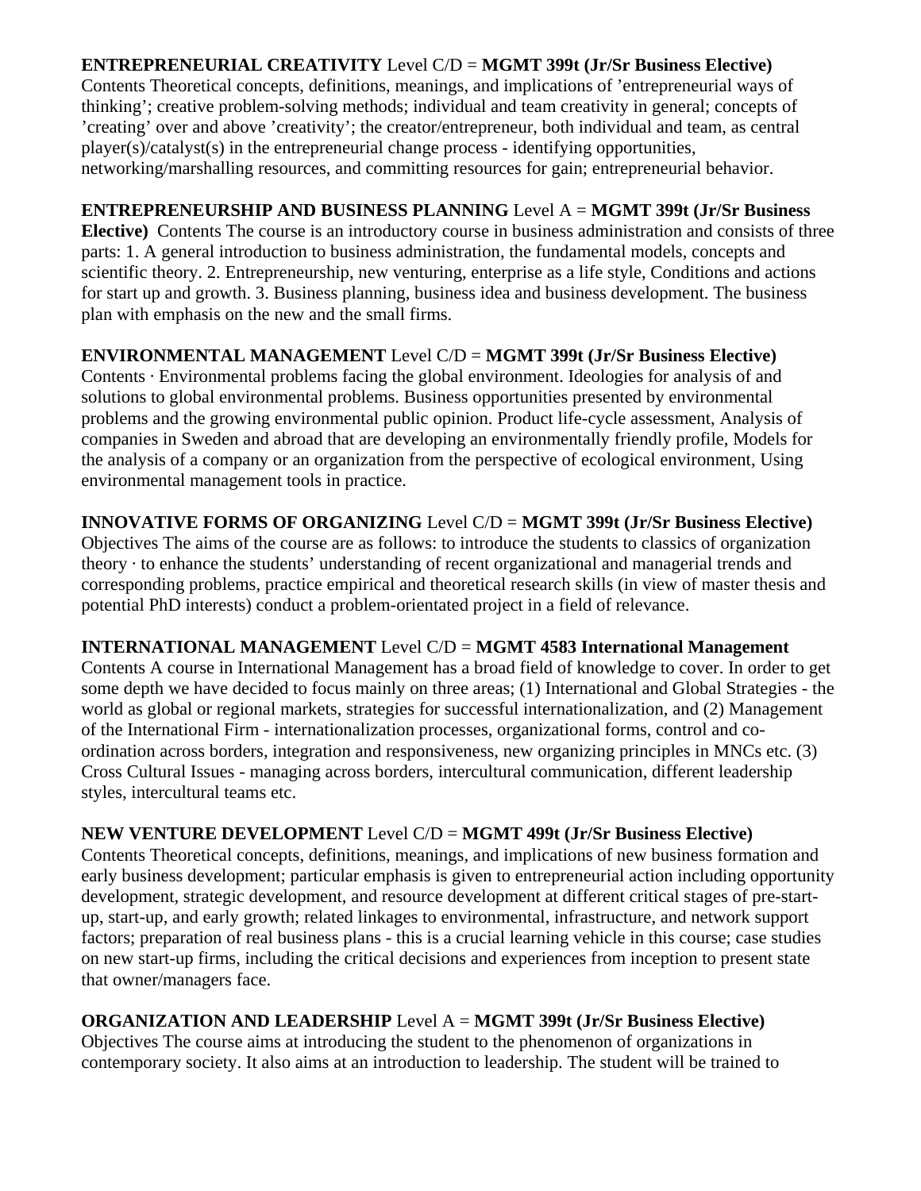**ENTREPRENEURIAL CREATIVITY** Level C/D = **MGMT 399t (Jr/Sr Business Elective)** Contents Theoretical concepts, definitions, meanings, and implications of ’entrepreneurial ways of thinking’; creative problem-solving methods; individual and team creativity in general; concepts of ’creating’ over and above ’creativity’; the creator/entrepreneur, both individual and team, as central player(s)/catalyst(s) in the entrepreneurial change process - identifying opportunities, networking/marshalling resources, and committing resources for gain; entrepreneurial behavior.

**ENTREPRENEURSHIP AND BUSINESS PLANNING** Level A = **MGMT 399t (Jr/Sr Business Elective)** Contents The course is an introductory course in business administration and consists of three parts: 1. A general introduction to business administration, the fundamental models, concepts and scientific theory. 2. Entrepreneurship, new venturing, enterprise as a life style, Conditions and actions for start up and growth. 3. Business planning, business idea and business development. The business plan with emphasis on the new and the small firms.

**ENVIRONMENTAL MANAGEMENT** Level C/D = **MGMT 399t (Jr/Sr Business Elective)** Contents · Environmental problems facing the global environment. Ideologies for analysis of and solutions to global environmental problems. Business opportunities presented by environmental problems and the growing environmental public opinion. Product life-cycle assessment, Analysis of companies in Sweden and abroad that are developing an environmentally friendly profile, Models for the analysis of a company or an organization from the perspective of ecological environment, Using environmental management tools in practice.

**INNOVATIVE FORMS OF ORGANIZING** Level C/D = **MGMT 399t (Jr/Sr Business Elective)** Objectives The aims of the course are as follows: to introduce the students to classics of organization theory · to enhance the students’ understanding of recent organizational and managerial trends and corresponding problems, practice empirical and theoretical research skills (in view of master thesis and potential PhD interests) conduct a problem-orientated project in a field of relevance.

**INTERNATIONAL MANAGEMENT** Level C/D = **MGMT 4583 International Management** Contents A course in International Management has a broad field of knowledge to cover. In order to get some depth we have decided to focus mainly on three areas; (1) International and Global Strategies - the world as global or regional markets, strategies for successful internationalization, and (2) Management of the International Firm - internationalization processes, organizational forms, control and co-ordination across borders, integration and responsiveness, new organizing principles in MNCs etc. (3) Cross Cultural Issues - managing across borders, intercultural communication, different leadership styles, intercultural teams etc.

**NEW VENTURE DEVELOPMENT** Level C/D = **MGMT 499t (Jr/Sr Business Elective)** Contents Theoretical concepts, definitions, meanings, and implications of new business formation and early business development; particular emphasis is given to entrepreneurial action including opportunity development, strategic development, and resource development at different critical stages of pre-start-up, start-up, and early growth; related linkages to environmental, infrastructure, and network support factors; preparation of real business plans - this is a crucial learning vehicle in this course; case studies on new start-up firms, including the critical decisions and experiences from inception to present state that owner/managers face.

**ORGANIZATION AND LEADERSHIP** Level A = **MGMT 399t (Jr/Sr Business Elective)** Objectives The course aims at introducing the student to the phenomenon of organizations in contemporary society. It also aims at an introduction to leadership. The student will be trained to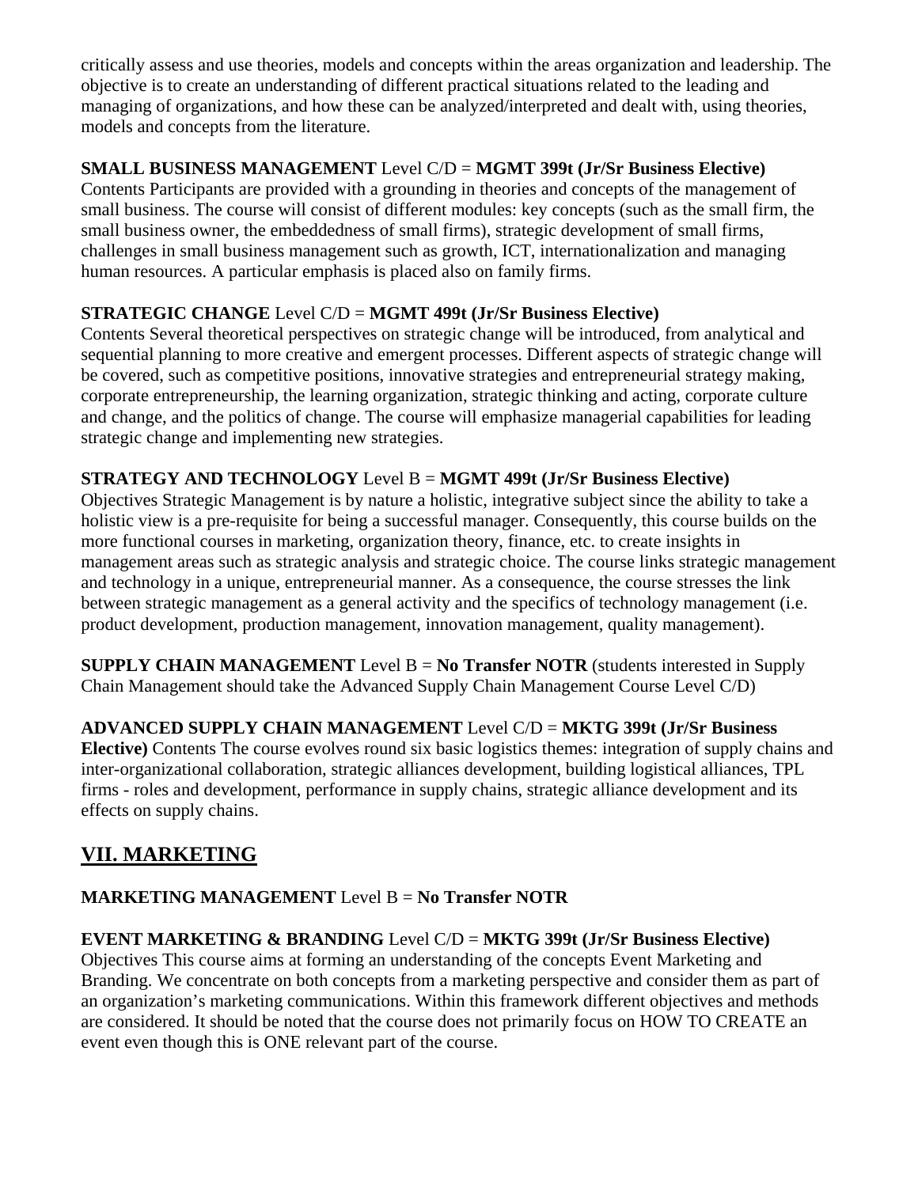critically assess and use theories, models and concepts within the areas organization and leadership. The objective is to create an understanding of different practical situations related to the leading and managing of organizations, and how these can be analyzed/interpreted and dealt with, using theories, models and concepts from the literature.

**SMALL BUSINESS MANAGEMENT** Level C/D = **MGMT 399t (Jr/Sr Business Elective)**
Contents Participants are provided with a grounding in theories and concepts of the management of small business. The course will consist of different modules: key concepts (such as the small firm, the small business owner, the embeddedness of small firms), strategic development of small firms, challenges in small business management such as growth, ICT, internationalization and managing human resources. A particular emphasis is placed also on family firms.

**STRATEGIC CHANGE** Level C/D = **MGMT 499t (Jr/Sr Business Elective)**
Contents Several theoretical perspectives on strategic change will be introduced, from analytical and sequential planning to more creative and emergent processes. Different aspects of strategic change will be covered, such as competitive positions, innovative strategies and entrepreneurial strategy making, corporate entrepreneurship, the learning organization, strategic thinking and acting, corporate culture and change, and the politics of change. The course will emphasize managerial capabilities for leading strategic change and implementing new strategies.

**STRATEGY AND TECHNOLOGY** Level B = **MGMT 499t (Jr/Sr Business Elective)**
Objectives Strategic Management is by nature a holistic, integrative subject since the ability to take a holistic view is a pre-requisite for being a successful manager. Consequently, this course builds on the more functional courses in marketing, organization theory, finance, etc. to create insights in management areas such as strategic analysis and strategic choice. The course links strategic management and technology in a unique, entrepreneurial manner. As a consequence, the course stresses the link between strategic management as a general activity and the specifics of technology management (i.e. product development, production management, innovation management, quality management).

**SUPPLY CHAIN MANAGEMENT** Level B = **No Transfer NOTR** (students interested in Supply Chain Management should take the Advanced Supply Chain Management Course Level C/D)

**ADVANCED SUPPLY CHAIN MANAGEMENT** Level C/D = **MKTG 399t (Jr/Sr Business Elective)** Contents The course evolves round six basic logistics themes: integration of supply chains and inter-organizational collaboration, strategic alliances development, building logistical alliances, TPL firms - roles and development, performance in supply chains, strategic alliance development and its effects on supply chains.

## VII. MARKETING

**MARKETING MANAGEMENT** Level B = **No Transfer NOTR**

**EVENT MARKETING & BRANDING** Level C/D = **MKTG 399t (Jr/Sr Business Elective)**
Objectives This course aims at forming an understanding of the concepts Event Marketing and Branding. We concentrate on both concepts from a marketing perspective and consider them as part of an organization's marketing communications. Within this framework different objectives and methods are considered. It should be noted that the course does not primarily focus on HOW TO CREATE an event even though this is ONE relevant part of the course.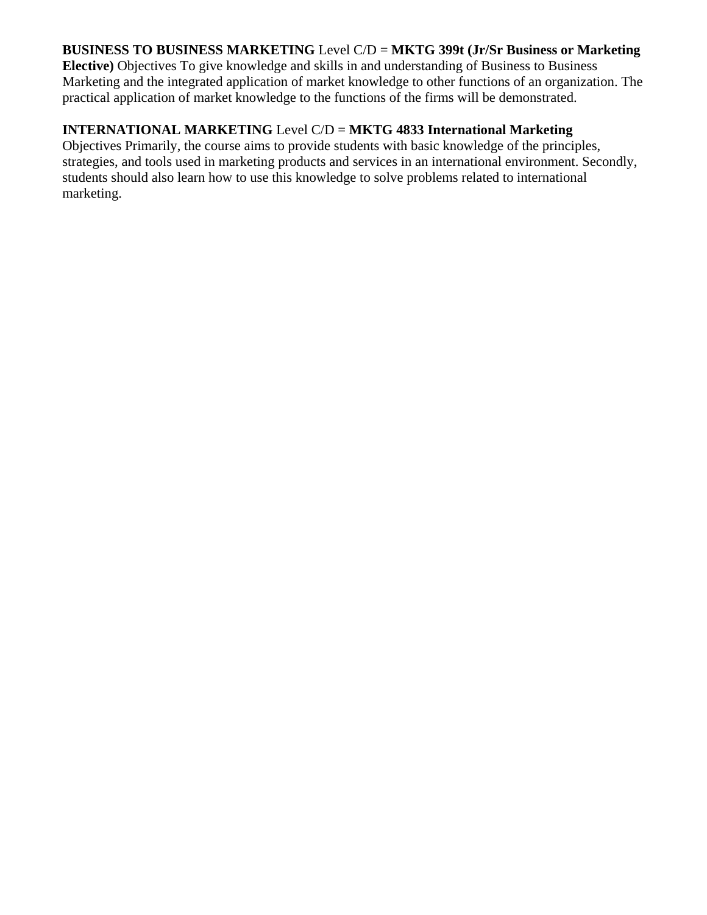**BUSINESS TO BUSINESS MARKETING** Level C/D = **MKTG 399t (Jr/Sr Business or Marketing Elective)** Objectives To give knowledge and skills in and understanding of Business to Business Marketing and the integrated application of market knowledge to other functions of an organization. The practical application of market knowledge to the functions of the firms will be demonstrated.

**INTERNATIONAL MARKETING** Level C/D = **MKTG 4833 International Marketing** Objectives Primarily, the course aims to provide students with basic knowledge of the principles, strategies, and tools used in marketing products and services in an international environment. Secondly, students should also learn how to use this knowledge to solve problems related to international marketing.